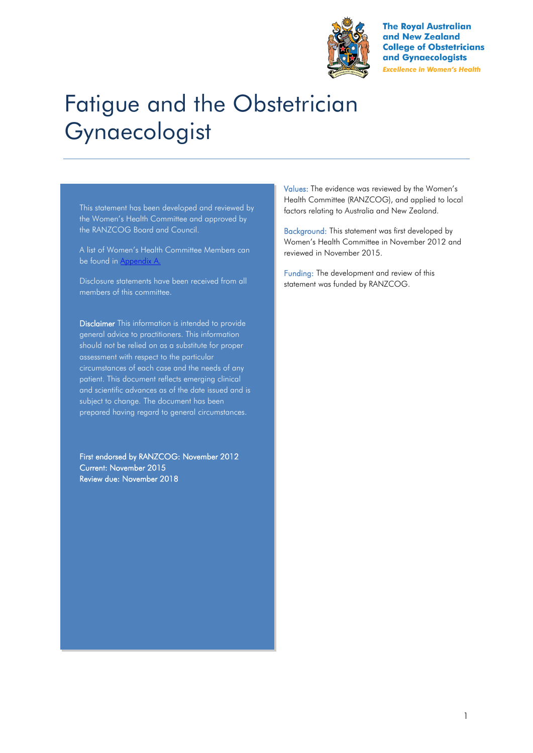The Royal Australian and New Zealand College of Obstetricians and Gynaecologists

*Excellence in Women's Health*

# Fatigue and the Obstetrician Gynaecologist

This statement has been developed and reviewed by the Women's Health Committee and approved by the RANZCOG Board and Council.

A list of Women's Health Committee Members can be found in Appendix A.

Disclosure statements have been received from all members of this committee.

**Disclaimer** This information is intended to provide general advice to practitioners. This information should not be relied on as a substitute for proper assessment with respect to the particular circumstances of each case and the needs of any patient. This document reflects emerging clinical and scientific advances as of the date issued and is subject to change. The document has been prepared having regard to general circumstances.

First endorsed by RANZCOG: November 2012
Current: November 2015
Review due: November 2018

Values: The evidence was reviewed by the Women's Health Committee (RANZCOG), and applied to local factors relating to Australia and New Zealand.

Background: This statement was first developed by Women's Health Committee in November 2012 and reviewed in November 2015.

Funding: The development and review of this statement was funded by RANZCOG.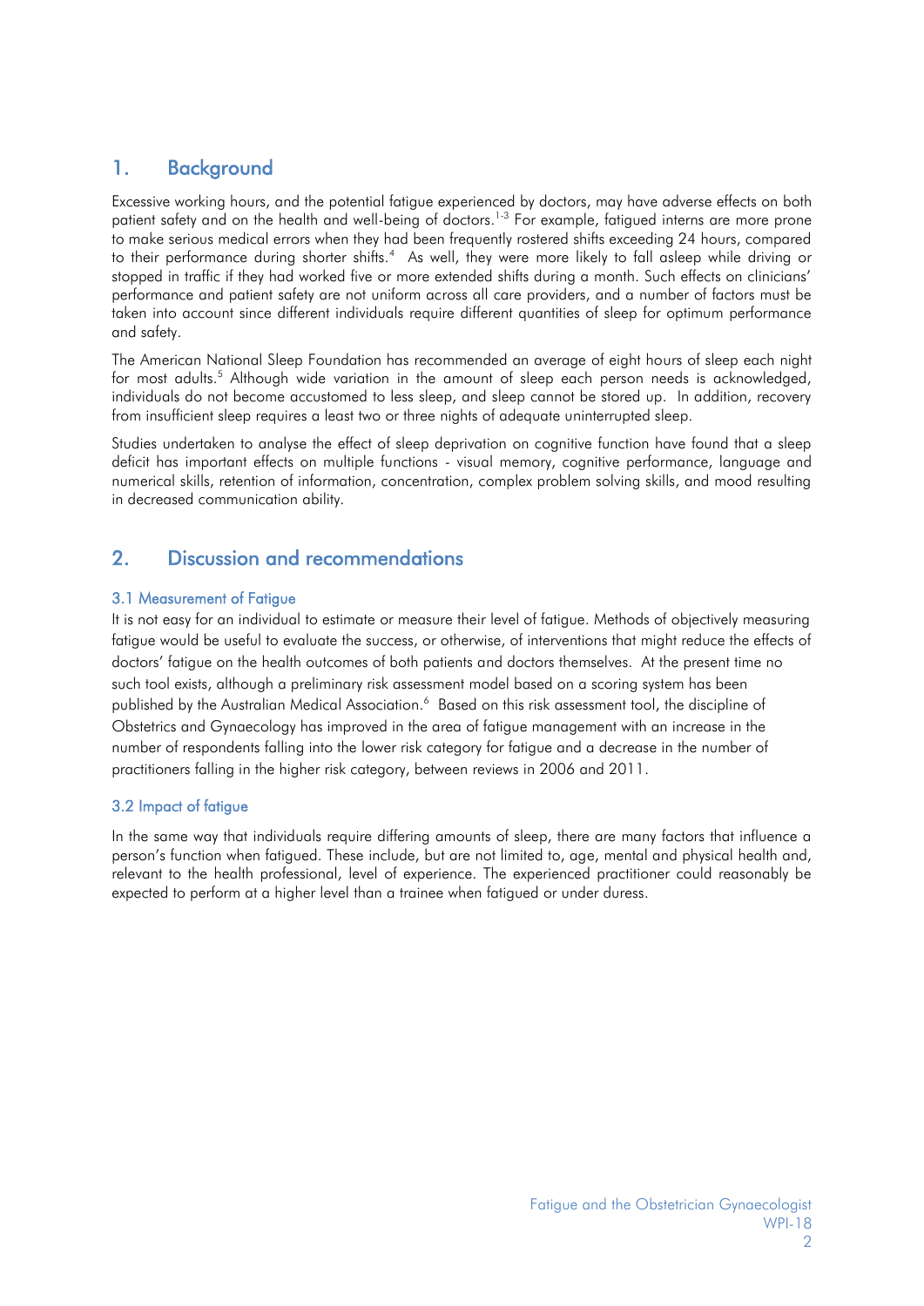## 1. Background

Excessive working hours, and the potential fatigue experienced by doctors, may have adverse effects on both patient safety and on the health and well-being of doctors.[1-3] For example, fatigued interns are more prone to make serious medical errors when they had been frequently rostered shifts exceeding 24 hours, compared to their performance during shorter shifts.[4] As well, they were more likely to fall asleep while driving or stopped in traffic if they had worked five or more extended shifts during a month. Such effects on clinicians' performance and patient safety are not uniform across all care providers, and a number of factors must be taken into account since different individuals require different quantities of sleep for optimum performance and safety.

The American National Sleep Foundation has recommended an average of eight hours of sleep each night for most adults.[5] Although wide variation in the amount of sleep each person needs is acknowledged, individuals do not become accustomed to less sleep, and sleep cannot be stored up. In addition, recovery from insufficient sleep requires a least two or three nights of adequate uninterrupted sleep.

Studies undertaken to analyse the effect of sleep deprivation on cognitive function have found that a sleep deficit has important effects on multiple functions - visual memory, cognitive performance, language and numerical skills, retention of information, concentration, complex problem solving skills, and mood resulting in decreased communication ability.

## 2. Discussion and recommendations

### 3.1 Measurement of Fatigue

It is not easy for an individual to estimate or measure their level of fatigue. Methods of objectively measuring fatigue would be useful to evaluate the success, or otherwise, of interventions that might reduce the effects of doctors' fatigue on the health outcomes of both patients and doctors themselves. At the present time no such tool exists, although a preliminary risk assessment model based on a scoring system has been published by the Australian Medical Association.[6] Based on this risk assessment tool, the discipline of Obstetrics and Gynaecology has improved in the area of fatigue management with an increase in the number of respondents falling into the lower risk category for fatigue and a decrease in the number of practitioners falling in the higher risk category, between reviews in 2006 and 2011.

### 3.2 Impact of fatigue

In the same way that individuals require differing amounts of sleep, there are many factors that influence a person's function when fatigued. These include, but are not limited to, age, mental and physical health and, relevant to the health professional, level of experience. The experienced practitioner could reasonably be expected to perform at a higher level than a trainee when fatigued or under duress.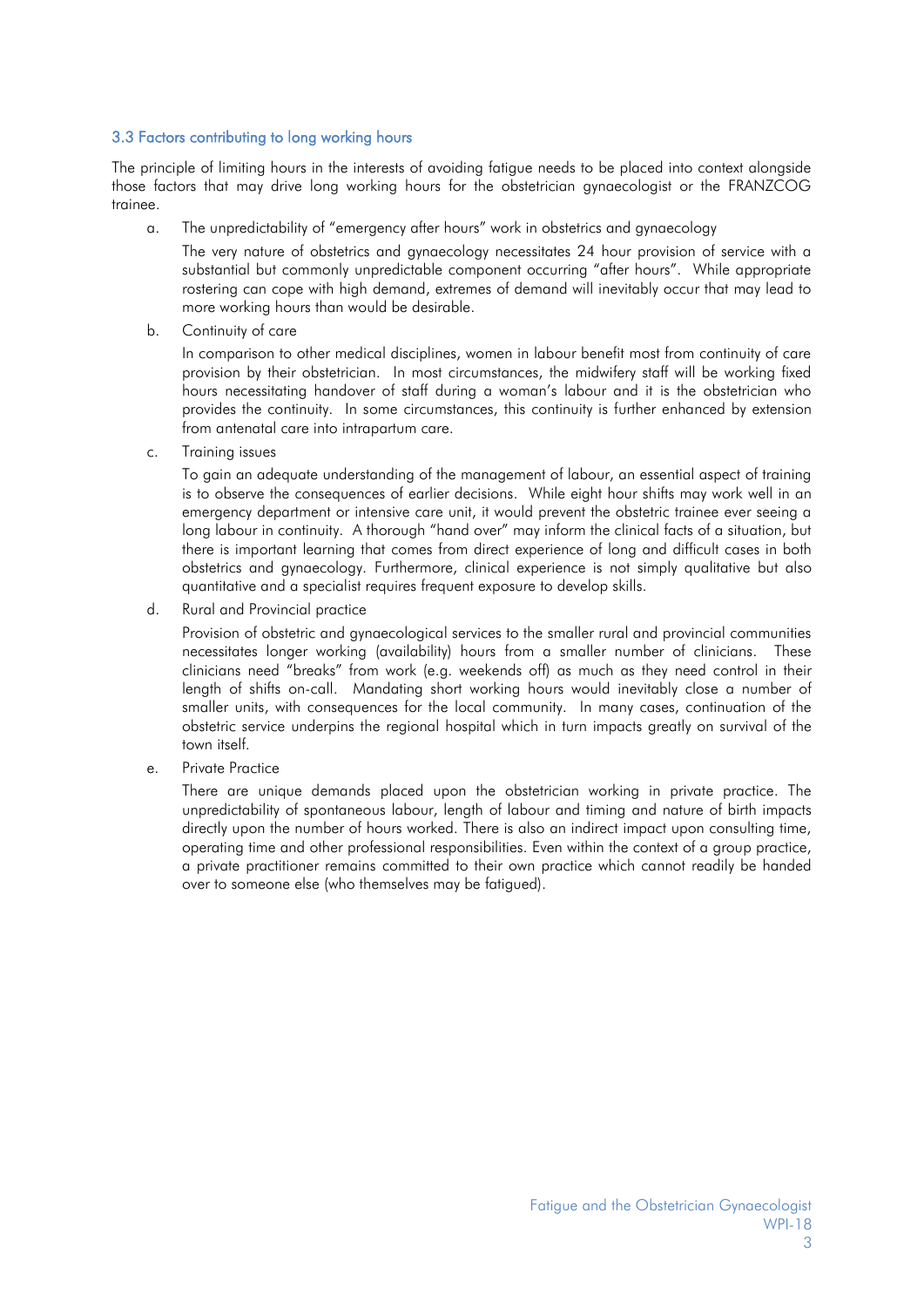### 3.3 Factors contributing to long working hours

The principle of limiting hours in the interests of avoiding fatigue needs to be placed into context alongside those factors that may drive long working hours for the obstetrician gynaecologist or the FRANZCOG trainee.

a. The unpredictability of "emergency after hours" work in obstetrics and gynaecology

   The very nature of obstetrics and gynaecology necessitates 24 hour provision of service with a substantial but commonly unpredictable component occurring "after hours". While appropriate rostering can cope with high demand, extremes of demand will inevitably occur that may lead to more working hours than would be desirable.

b. Continuity of care

   In comparison to other medical disciplines, women in labour benefit most from continuity of care provision by their obstetrician. In most circumstances, the midwifery staff will be working fixed hours necessitating handover of staff during a woman's labour and it is the obstetrician who provides the continuity. In some circumstances, this continuity is further enhanced by extension from antenatal care into intrapartum care.

c. Training issues

   To gain an adequate understanding of the management of labour, an essential aspect of training is to observe the consequences of earlier decisions. While eight hour shifts may work well in an emergency department or intensive care unit, it would prevent the obstetric trainee ever seeing a long labour in continuity. A thorough "hand over" may inform the clinical facts of a situation, but there is important learning that comes from direct experience of long and difficult cases in both obstetrics and gynaecology. Furthermore, clinical experience is not simply qualitative but also quantitative and a specialist requires frequent exposure to develop skills.

d. Rural and Provincial practice

   Provision of obstetric and gynaecological services to the smaller rural and provincial communities necessitates longer working (availability) hours from a smaller number of clinicians. These clinicians need "breaks" from work (e.g. weekends off) as much as they need control in their length of shifts on-call. Mandating short working hours would inevitably close a number of smaller units, with consequences for the local community. In many cases, continuation of the obstetric service underpins the regional hospital which in turn impacts greatly on survival of the town itself.

e. Private Practice

   There are unique demands placed upon the obstetrician working in private practice. The unpredictability of spontaneous labour, length of labour and timing and nature of birth impacts directly upon the number of hours worked. There is also an indirect impact upon consulting time, operating time and other professional responsibilities. Even within the context of a group practice, a private practitioner remains committed to their own practice which cannot readily be handed over to someone else (who themselves may be fatigued).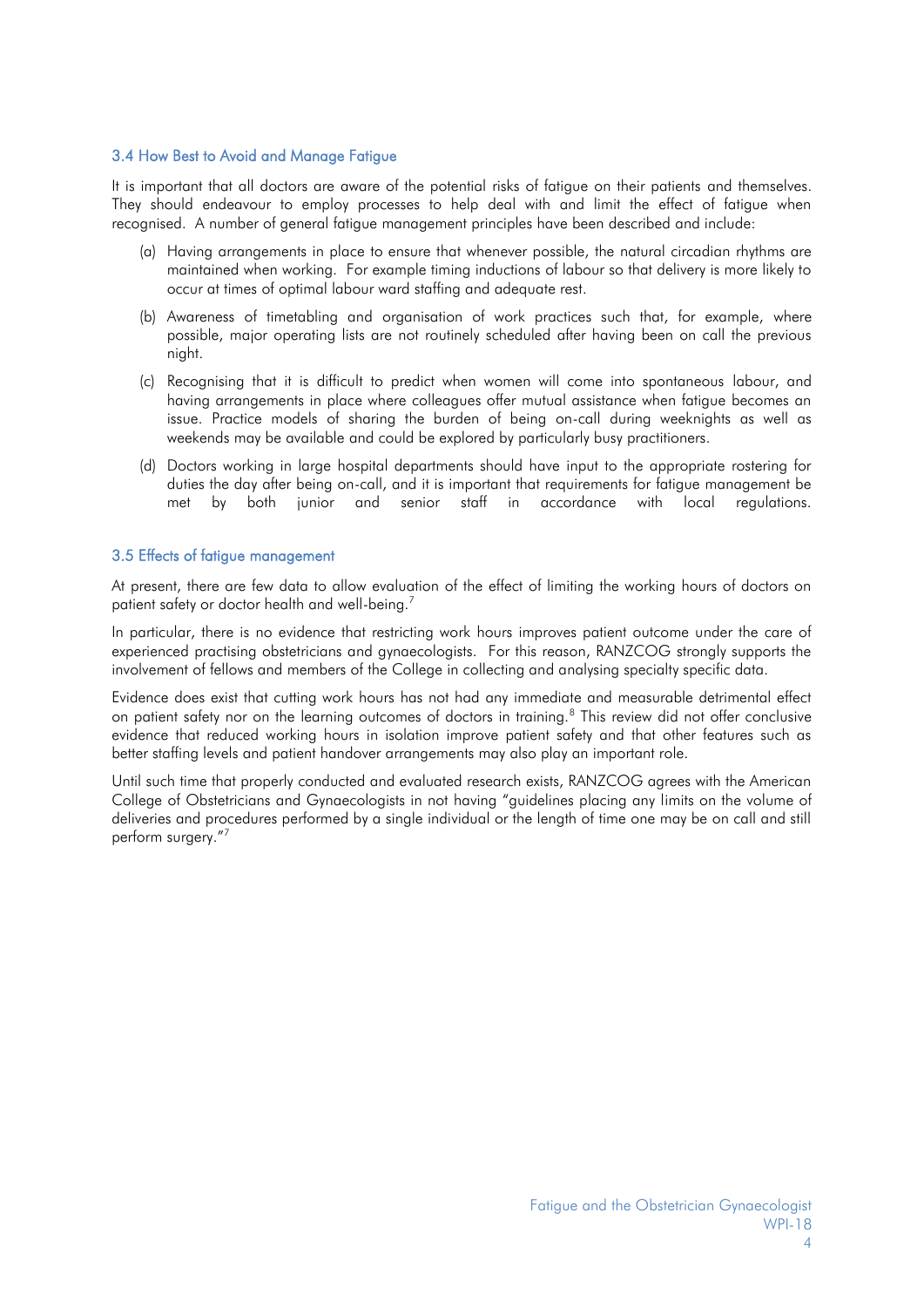### 3.4 How Best to Avoid and Manage Fatigue

It is important that all doctors are aware of the potential risks of fatigue on their patients and themselves. They should endeavour to employ processes to help deal with and limit the effect of fatigue when recognised. A number of general fatigue management principles have been described and include:

(a) Having arrangements in place to ensure that whenever possible, the natural circadian rhythms are maintained when working. For example timing inductions of labour so that delivery is more likely to occur at times of optimal labour ward staffing and adequate rest.

(b) Awareness of timetabling and organisation of work practices such that, for example, where possible, major operating lists are not routinely scheduled after having been on call the previous night.

(c) Recognising that it is difficult to predict when women will come into spontaneous labour, and having arrangements in place where colleagues offer mutual assistance when fatigue becomes an issue. Practice models of sharing the burden of being on-call during weeknights as well as weekends may be available and could be explored by particularly busy practitioners.

(d) Doctors working in large hospital departments should have input to the appropriate rostering for duties the day after being on-call, and it is important that requirements for fatigue management be met by both junior and senior staff in accordance with local regulations.

### 3.5 Effects of fatigue management

At present, there are few data to allow evaluation of the effect of limiting the working hours of doctors on patient safety or doctor health and well-being.[7]

In particular, there is no evidence that restricting work hours improves patient outcome under the care of experienced practising obstetricians and gynaecologists. For this reason, RANZCOG strongly supports the involvement of fellows and members of the College in collecting and analysing specialty specific data.

Evidence does exist that cutting work hours has not had any immediate and measurable detrimental effect on patient safety nor on the learning outcomes of doctors in training.[8] This review did not offer conclusive evidence that reduced working hours in isolation improve patient safety and that other features such as better staffing levels and patient handover arrangements may also play an important role.

Until such time that properly conducted and evaluated research exists, RANZCOG agrees with the American College of Obstetricians and Gynaecologists in not having "guidelines placing any limits on the volume of deliveries and procedures performed by a single individual or the length of time one may be on call and still perform surgery."[7]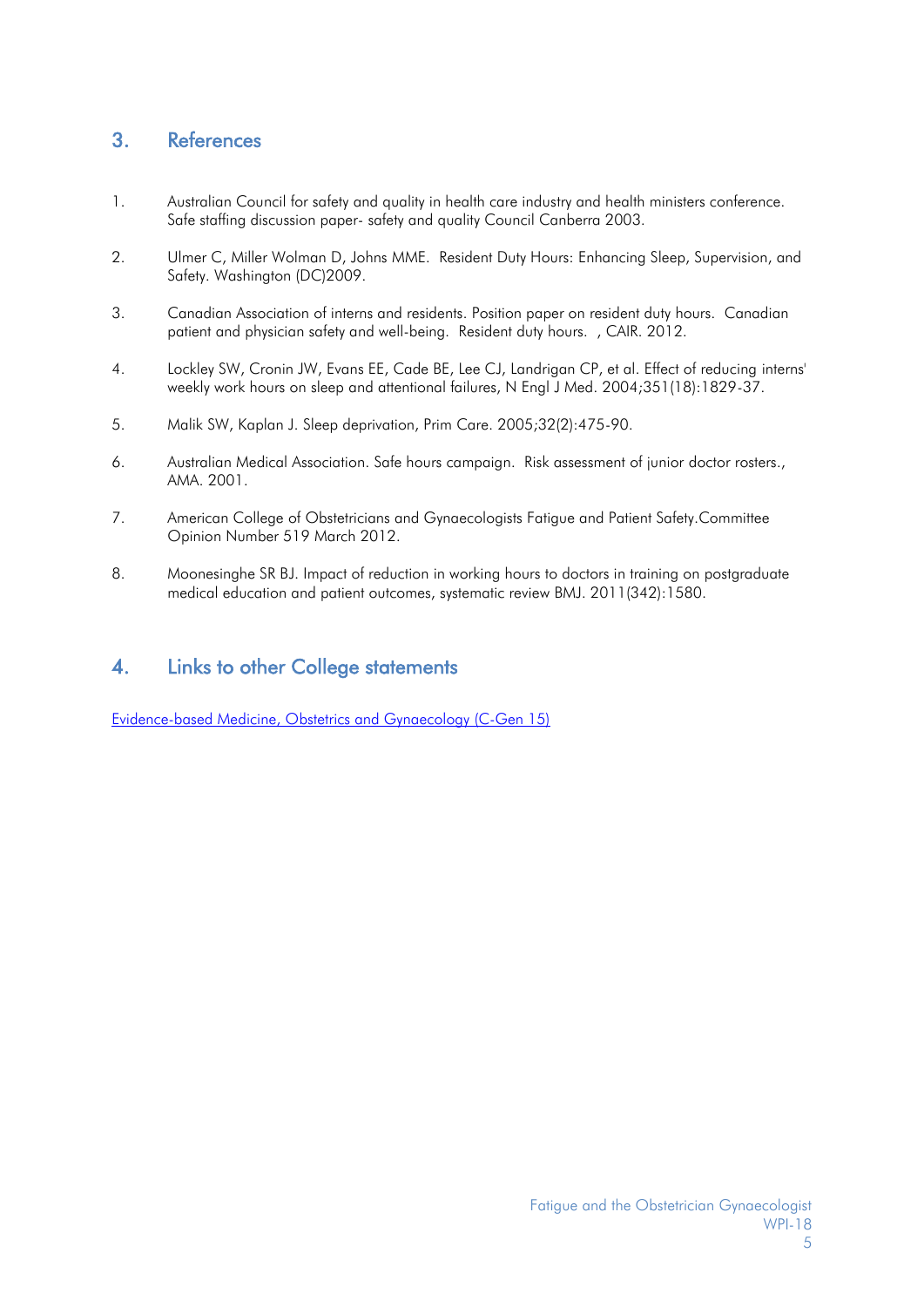## 3. References

1. Australian Council for safety and quality in health care industry and health ministers conference. Safe staffing discussion paper- safety and quality Council Canberra 2003.

2. Ulmer C, Miller Wolman D, Johns MME. Resident Duty Hours: Enhancing Sleep, Supervision, and Safety. Washington (DC)2009.

3. Canadian Association of interns and residents. Position paper on resident duty hours. Canadian patient and physician safety and well-being. Resident duty hours. , CAIR. 2012.

4. Lockley SW, Cronin JW, Evans EE, Cade BE, Lee CJ, Landrigan CP, et al. Effect of reducing interns' weekly work hours on sleep and attentional failures, N Engl J Med. 2004;351(18):1829-37.

5. Malik SW, Kaplan J. Sleep deprivation, Prim Care. 2005;32(2):475-90.

6. Australian Medical Association. Safe hours campaign. Risk assessment of junior doctor rosters., AMA. 2001.

7. American College of Obstetricians and Gynaecologists Fatigue and Patient Safety.Committee Opinion Number 519 March 2012.

8. Moonesinghe SR BJ. Impact of reduction in working hours to doctors in training on postgraduate medical education and patient outcomes, systematic review BMJ. 2011(342):1580.

## 4. Links to other College statements

Evidence-based Medicine, Obstetrics and Gynaecology (C-Gen 15)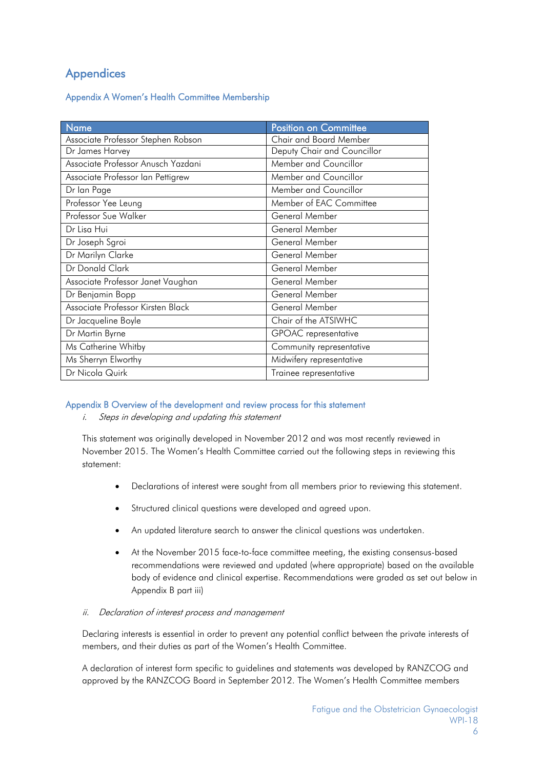# Appendices

## Appendix A Women's Health Committee Membership

| Name | Position on Committee |
|---|---|
| Associate Professor Stephen Robson | Chair and Board Member |
| Dr James Harvey | Deputy Chair and Councillor |
| Associate Professor Anusch Yazdani | Member and Councillor |
| Associate Professor Ian Pettigrew | Member and Councillor |
| Dr Ian Page | Member and Councillor |
| Professor Yee Leung | Member of EAC Committee |
| Professor Sue Walker | General Member |
| Dr Lisa Hui | General Member |
| Dr Joseph Sgroi | General Member |
| Dr Marilyn Clarke | General Member |
| Dr Donald Clark | General Member |
| Associate Professor Janet Vaughan | General Member |
| Dr Benjamin Bopp | General Member |
| Associate Professor Kirsten Black | General Member |
| Dr Jacqueline Boyle | Chair of the ATSIWHC |
| Dr Martin Byrne | GPOAC representative |
| Ms Catherine Whitby | Community representative |
| Ms Sherryn Elworthy | Midwifery representative |
| Dr Nicola Quirk | Trainee representative |

## Appendix B Overview of the development and review process for this statement

*i. Steps in developing and updating this statement*

This statement was originally developed in November 2012 and was most recently reviewed in November 2015. The Women's Health Committee carried out the following steps in reviewing this statement:

- Declarations of interest were sought from all members prior to reviewing this statement.
- Structured clinical questions were developed and agreed upon.
- An updated literature search to answer the clinical questions was undertaken.
- At the November 2015 face-to-face committee meeting, the existing consensus-based recommendations were reviewed and updated (where appropriate) based on the available body of evidence and clinical expertise. Recommendations were graded as set out below in Appendix B part iii)

*ii. Declaration of interest process and management*

Declaring interests is essential in order to prevent any potential conflict between the private interests of members, and their duties as part of the Women's Health Committee.

A declaration of interest form specific to guidelines and statements was developed by RANZCOG and approved by the RANZCOG Board in September 2012. The Women's Health Committee members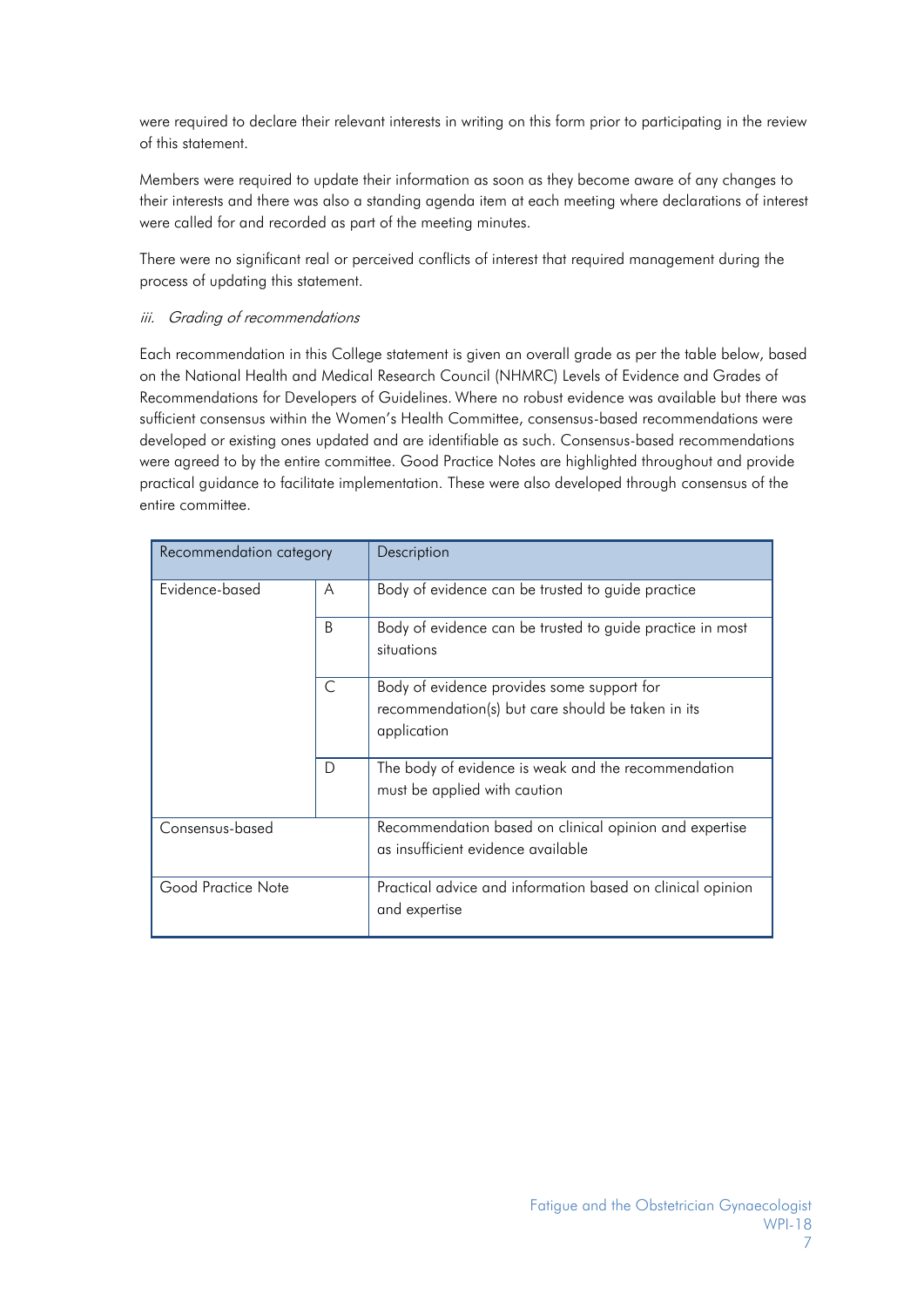were required to declare their relevant interests in writing on this form prior to participating in the review of this statement.

Members were required to update their information as soon as they become aware of any changes to their interests and there was also a standing agenda item at each meeting where declarations of interest were called for and recorded as part of the meeting minutes.

There were no significant real or perceived conflicts of interest that required management during the process of updating this statement.

*iii. Grading of recommendations*

Each recommendation in this College statement is given an overall grade as per the table below, based on the National Health and Medical Research Council (NHMRC) Levels of Evidence and Grades of Recommendations for Developers of Guidelines. Where no robust evidence was available but there was sufficient consensus within the Women's Health Committee, consensus-based recommendations were developed or existing ones updated and are identifiable as such. Consensus-based recommendations were agreed to by the entire committee. Good Practice Notes are highlighted throughout and provide practical guidance to facilitate implementation. These were also developed through consensus of the entire committee.

| Recommendation category | | Description |
|---|---|---|
| Evidence-based | A | Body of evidence can be trusted to guide practice |
| | B | Body of evidence can be trusted to guide practice in most situations |
| | C | Body of evidence provides some support for recommendation(s) but care should be taken in its application |
| | D | The body of evidence is weak and the recommendation must be applied with caution |
| Consensus-based | | Recommendation based on clinical opinion and expertise as insufficient evidence available |
| Good Practice Note | | Practical advice and information based on clinical opinion and expertise |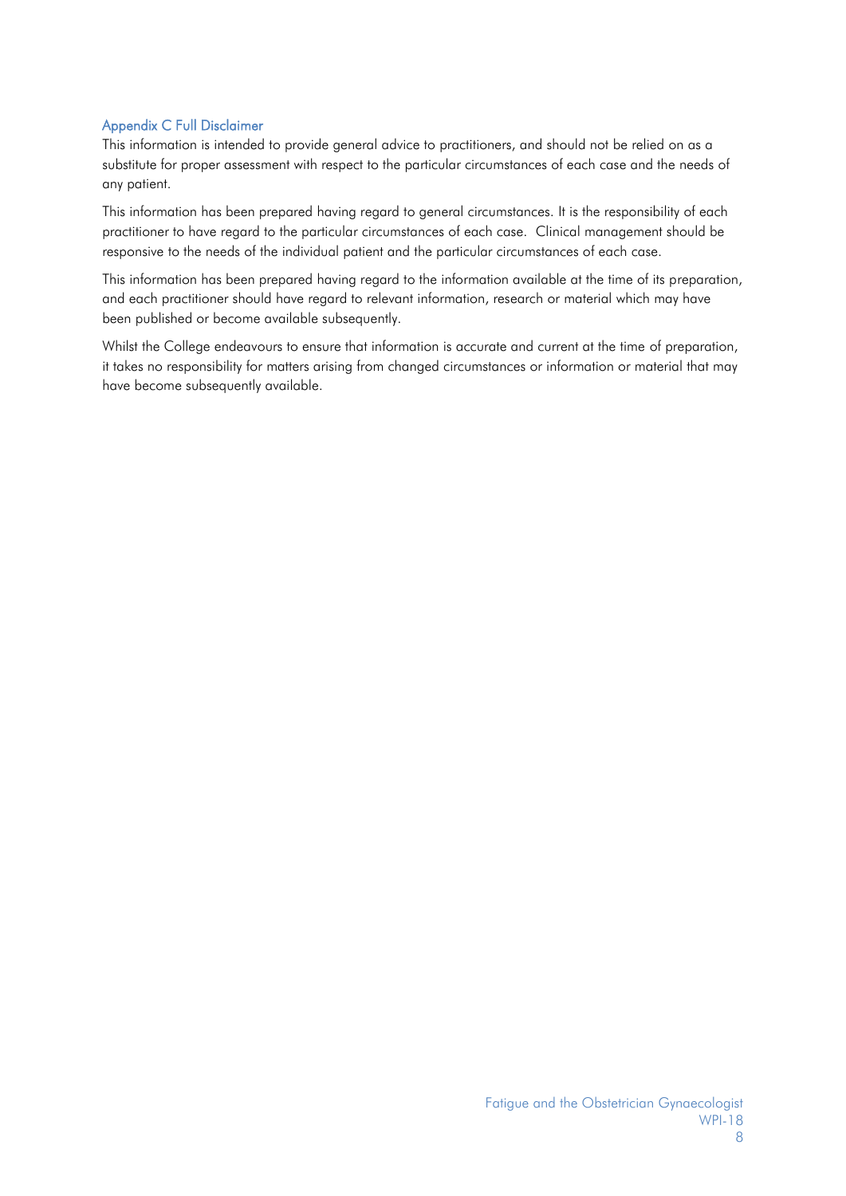## Appendix C Full Disclaimer

This information is intended to provide general advice to practitioners, and should not be relied on as a substitute for proper assessment with respect to the particular circumstances of each case and the needs of any patient.

This information has been prepared having regard to general circumstances. It is the responsibility of each practitioner to have regard to the particular circumstances of each case. Clinical management should be responsive to the needs of the individual patient and the particular circumstances of each case.

This information has been prepared having regard to the information available at the time of its preparation, and each practitioner should have regard to relevant information, research or material which may have been published or become available subsequently.

Whilst the College endeavours to ensure that information is accurate and current at the time of preparation, it takes no responsibility for matters arising from changed circumstances or information or material that may have become subsequently available.